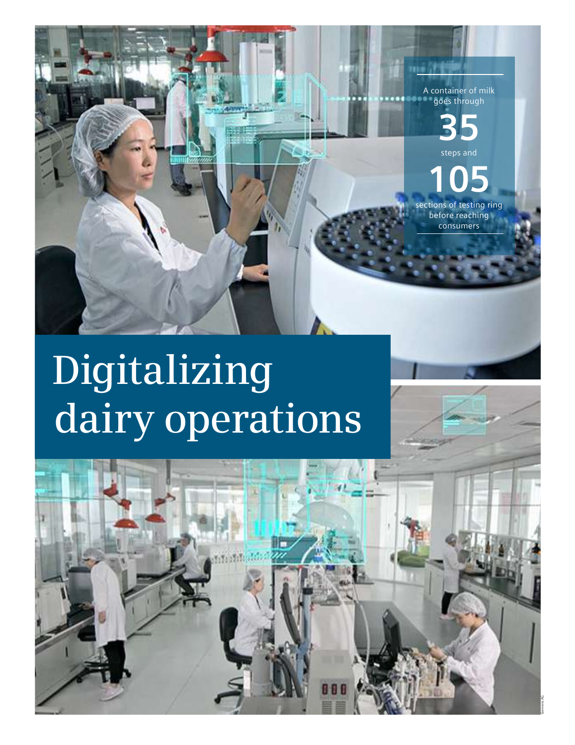# Digitalizing dairy operations

A container of milk goes through

**35**

steps and

**105**

sections of testing ring before reaching consumers

Siemens AG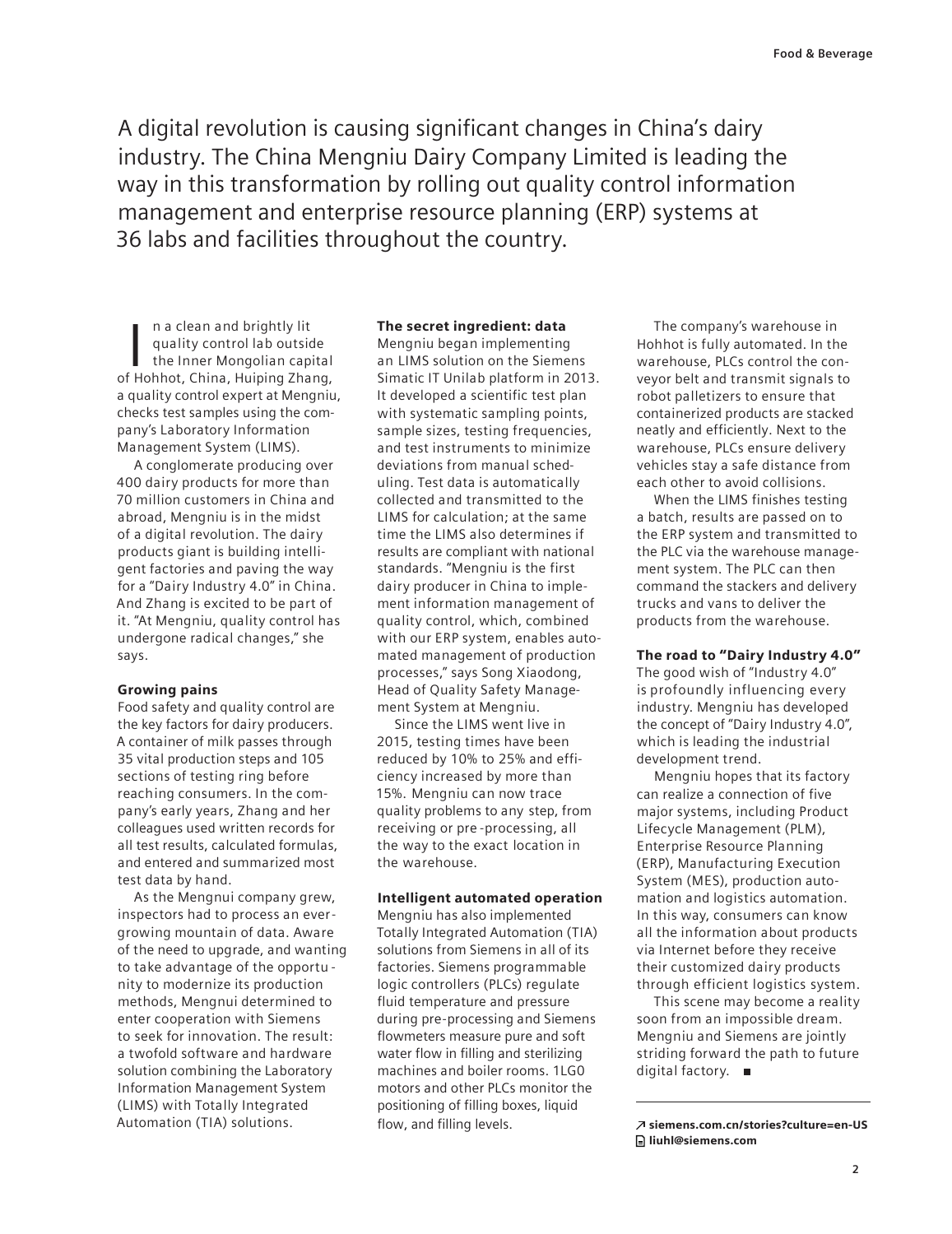A digital revolution is causing significant changes in China's dairy industry. The China Mengniu Dairy Company Limited is leading the way in this transformation by rolling out quality control information management and enterprise resource planning (ERP) systems at 36 labs and facilities throughout the country.

In a clean and brightly lit quality control lab outside the Inner Mongolian capital of Hohhot, China, Huiping Zhang, a quality control expert at Mengniu, checks test samples using the company's Laboratory Information Management System (LIMS).

A conglomerate producing over 400 dairy products for more than 70 million customers in China and abroad, Mengniu is in the midst of a digital revolution. The dairy products giant is building intelligent factories and paving the way for a "Dairy Industry 4.0" in China. And Zhang is excited to be part of it. "At Mengniu, quality control has undergone radical changes," she says.

**Growing pains**

Food safety and quality control are the key factors for dairy producers. A container of milk passes through 35 vital production steps and 105 sections of testing ring before reaching consumers. In the company's early years, Zhang and her colleagues used written records for all test results, calculated formulas, and entered and summarized most test data by hand.

As the Mengnui company grew, inspectors had to process an ever-growing mountain of data. Aware of the need to upgrade, and wanting to take advantage of the opportunity to modernize its production methods, Mengnui determined to enter cooperation with Siemens to seek for innovation. The result: a twofold software and hardware solution combining the Laboratory Information Management System (LIMS) with Totally Integrated Automation (TIA) solutions.

**The secret ingredient: data**

Mengniu began implementing an LIMS solution on the Siemens Simatic IT Unilab platform in 2013. It developed a scientific test plan with systematic sampling points, sample sizes, testing frequencies, and test instruments to minimize deviations from manual scheduling. Test data is automatically collected and transmitted to the LIMS for calculation; at the same time the LIMS also determines if results are compliant with national standards. "Mengniu is the first dairy producer in China to implement information management of quality control, which, combined with our ERP system, enables automated management of production processes," says Song Xiaodong, Head of Quality Safety Management System at Mengniu.

Since the LIMS went live in 2015, testing times have been reduced by 10% to 25% and efficiency increased by more than 15%. Mengniu can now trace quality problems to any step, from receiving or pre-processing, all the way to the exact location in the warehouse.

**Intelligent automated operation**

Mengniu has also implemented Totally Integrated Automation (TIA) solutions from Siemens in all of its factories. Siemens programmable logic controllers (PLCs) regulate fluid temperature and pressure during pre-processing and Siemens flowmeters measure pure and soft water flow in filling and sterilizing machines and boiler rooms. 1LG0 motors and other PLCs monitor the positioning of filling boxes, liquid flow, and filling levels.

The company's warehouse in Hohhot is fully automated. In the warehouse, PLCs control the conveyor belt and transmit signals to robot palletizers to ensure that containerized products are stacked neatly and efficiently. Next to the warehouse, PLCs ensure delivery vehicles stay a safe distance from each other to avoid collisions.

When the LIMS finishes testing a batch, results are passed on to the ERP system and transmitted to the PLC via the warehouse management system. The PLC can then command the stackers and delivery trucks and vans to deliver the products from the warehouse.

**The road to "Dairy Industry 4.0"**

The good wish of "Industry 4.0" is profoundly influencing every industry. Mengniu has developed the concept of "Dairy Industry 4.0", which is leading the industrial development trend.

Mengniu hopes that its factory can realize a connection of five major systems, including Product Lifecycle Management (PLM), Enterprise Resource Planning (ERP), Manufacturing Execution System (MES), production automation and logistics automation. In this way, consumers can know all the information about products via Internet before they receive their customized dairy products through efficient logistics system.

This scene may become a reality soon from an impossible dream. Mengniu and Siemens are jointly striding forward the path to future digital factory. ■

---

↗ **siemens.com.cn/stories?culture=en-US**
**liuhl@siemens.com**